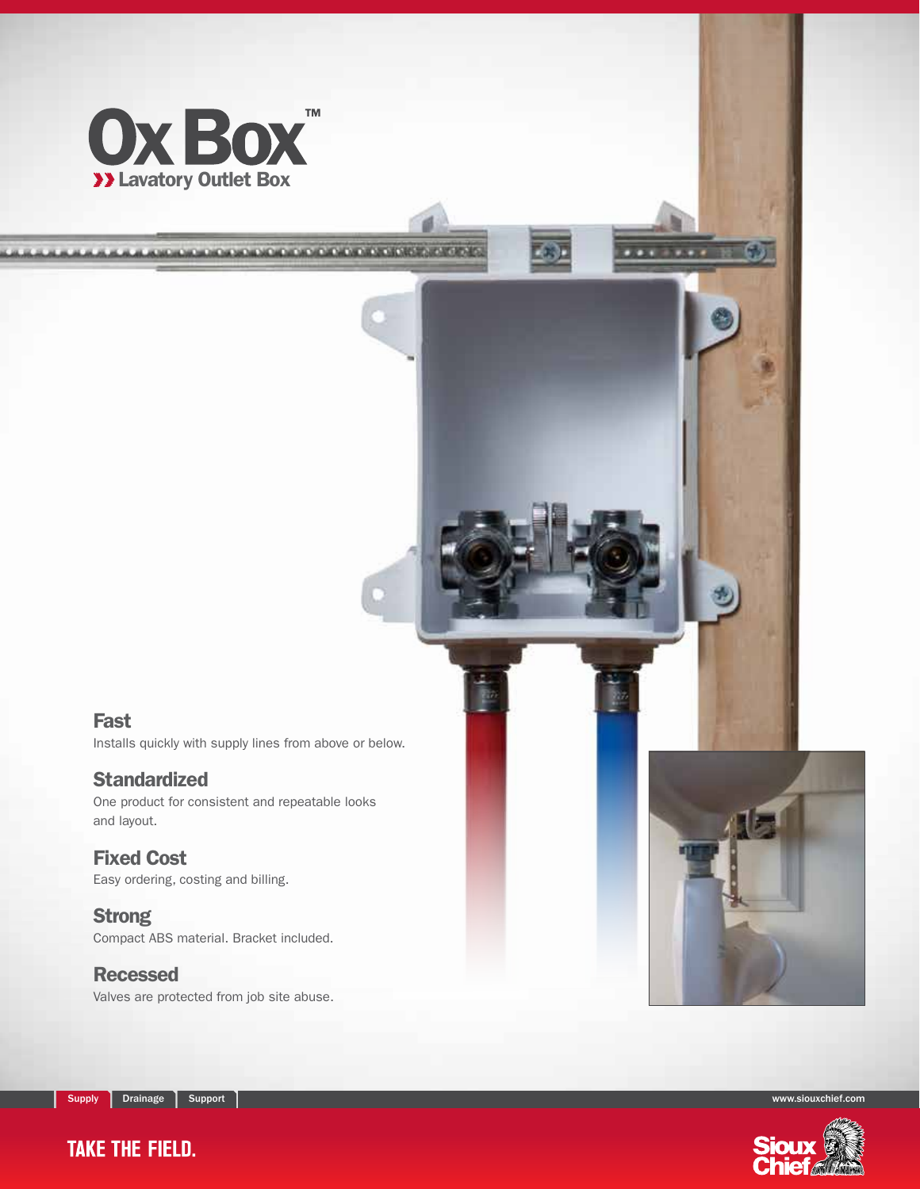# Ox Box™

## Lavatory Outlet Box

### Fast

Installs quickly with supply lines from above or below.

### Standardized

One product for consistent and repeatable looks and layout.

### Fixed Cost

Easy ordering, costing and billing.

### Strong

Compact ABS material. Bracket included.

### Recessed

Valves are protected from job site abuse.

Supply | Drainage | Support

www.siouxchief.com

TAKE THE FIELD.

Sioux Chief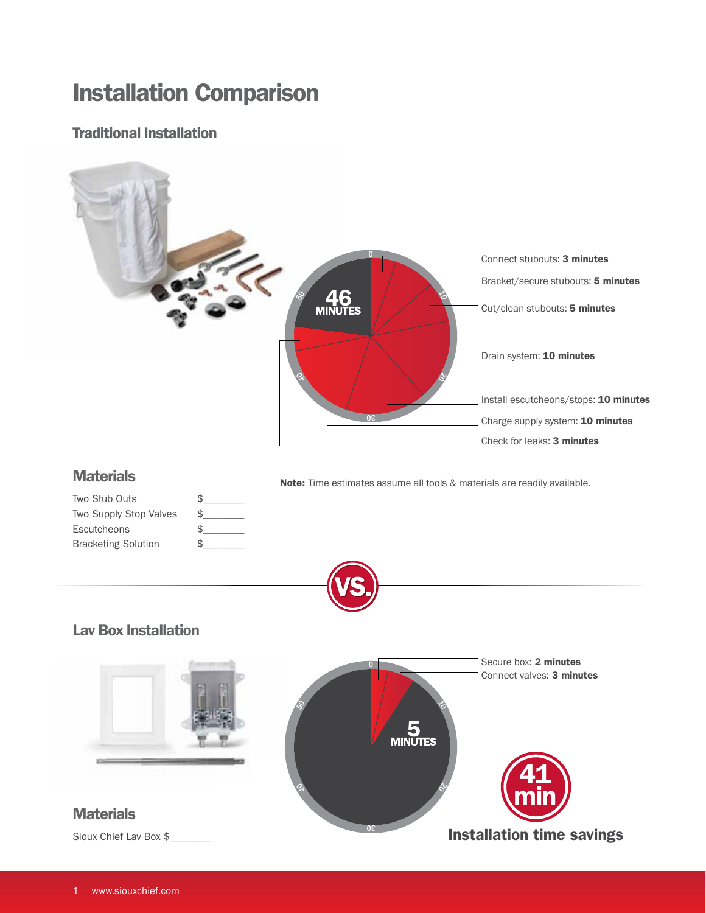# Installation Comparison

## Traditional Installation

**46 MINUTES**

- Connect stubouts: **3 minutes**
- Bracket/secure stubouts: **5 minutes**
- Cut/clean stubouts: **5 minutes**
- Drain system: **10 minutes**
- Install escutcheons/stops: **10 minutes**
- Charge supply system: **10 minutes**
- Check for leaks: **3 minutes**

### Materials

| | |
|---|---|
| Two Stub Outs | $________ |
| Two Supply Stop Valves | $________ |
| Escutcheons | $________ |
| Bracketing Solution | $________ |

**Note:** Time estimates assume all tools & materials are readily available.

VS.

## Lav Box Installation

**5 MINUTES**

- Secure box: **2 minutes**
- Connect valves: **3 minutes**

**41 min**

**Installation time savings**

### Materials

Sioux Chief Lav Box $________

www.siouxchief.com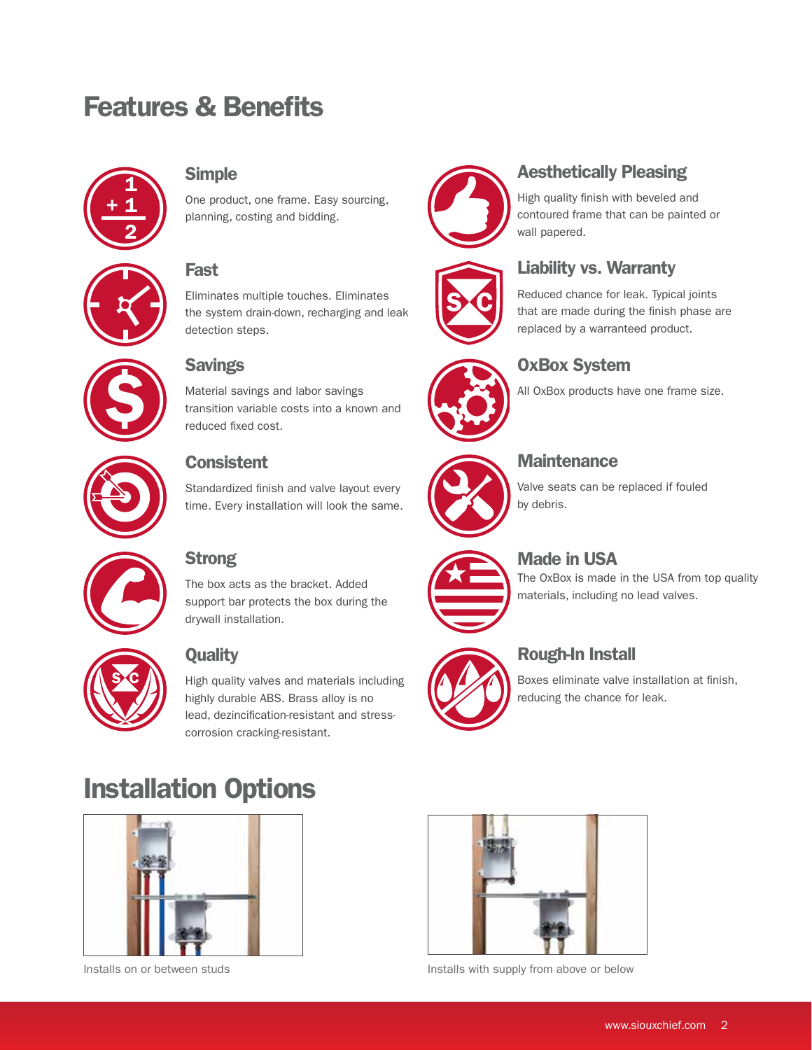# Features & Benefits

### Simple

One product, one frame. Easy sourcing, planning, costing and bidding.

### Fast

Eliminates multiple touches. Eliminates the system drain-down, recharging and leak detection steps.

### Savings

Material savings and labor savings transition variable costs into a known and reduced fixed cost.

### Consistent

Standardized finish and valve layout every time. Every installation will look the same.

### Strong

The box acts as the bracket. Added support bar protects the box during the drywall installation.

### Quality

High quality valves and materials including highly durable ABS. Brass alloy is no lead, dezincification-resistant and stress-corrosion cracking-resistant.

### Aesthetically Pleasing

High quality finish with beveled and contoured frame that can be painted or wall papered.

### Liability vs. Warranty

Reduced chance for leak. Typical joints that are made during the finish phase are replaced by a warranteed product.

### OxBox System

All OxBox products have one frame size.

### Maintenance

Valve seats can be replaced if fouled by debris.

### Made in USA

The OxBox is made in the USA from top quality materials, including no lead valves.

### Rough-In Install

Boxes eliminate valve installation at finish, reducing the chance for leak.

# Installation Options

Installs on or between studs

Installs with supply from above or below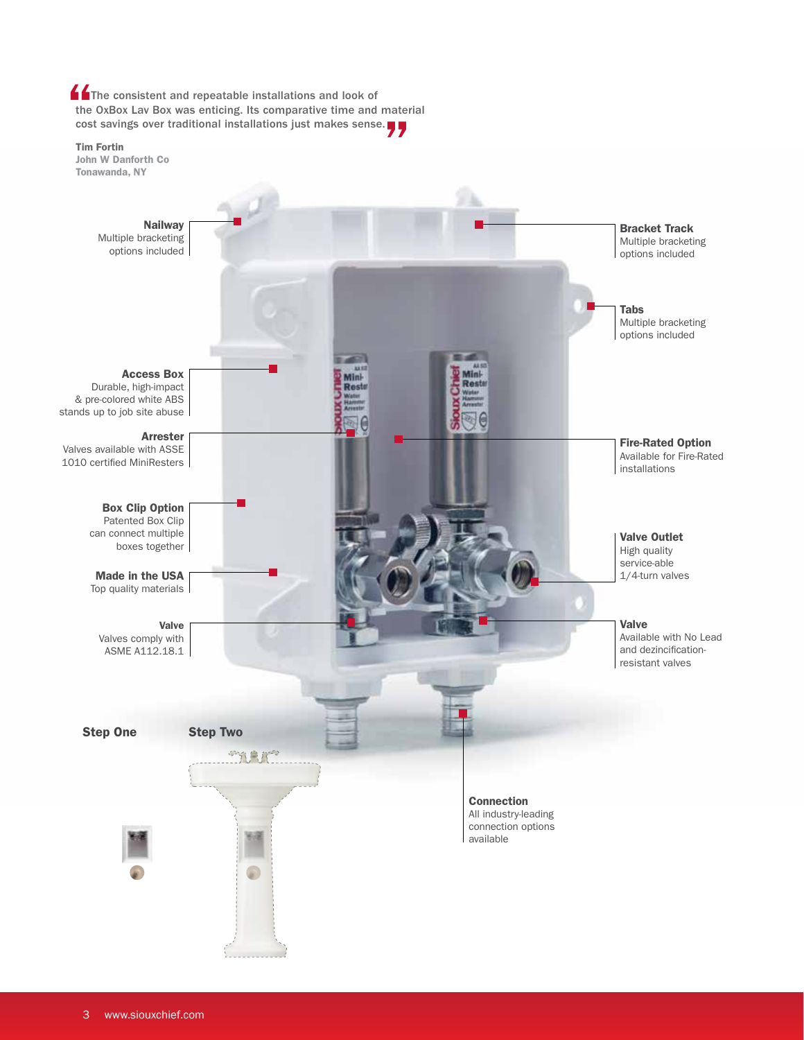> "The consistent and repeatable installations and look of the OxBox Lav Box was enticing. Its comparative time and material cost savings over traditional installations just makes sense."

**Tim Fortin**
**John W Danforth Co**
**Tonawanda, NY**

**Nailway**
Multiple bracketing options included

**Bracket Track**
Multiple bracketing options included

**Tabs**
Multiple bracketing options included

**Access Box**
Durable, high-impact & pre-colored white ABS stands up to job site abuse

**Arrester**
Valves available with ASSE 1010 certified MiniResters

**Fire-Rated Option**
Available for Fire-Rated installations

**Box Clip Option**
Patented Box Clip can connect multiple boxes together

**Valve Outlet**
High quality service-able 1/4-turn valves

**Made in the USA**
Top quality materials

**Valve**
Valves comply with ASME A112.18.1

**Valve**
Available with No Lead and dezincification-resistant valves

**Connection**
All industry-leading connection options available

**Step One**

**Step Two**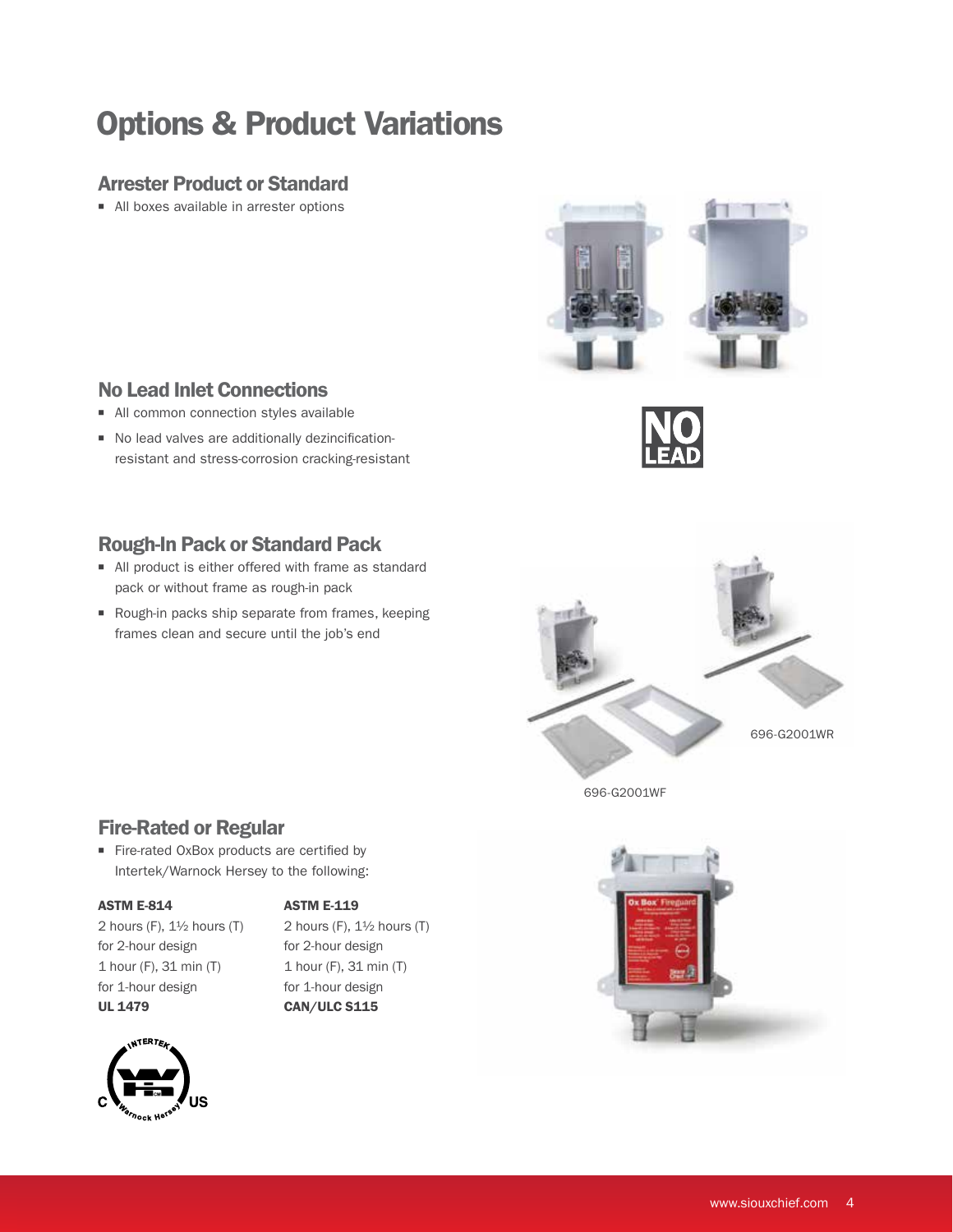# Options & Product Variations

## Arrester Product or Standard

- All boxes available in arrester options

## No Lead Inlet Connections

- All common connection styles available
- No lead valves are additionally dezincification-resistant and stress-corrosion cracking-resistant

NO LEAD

## Rough-In Pack or Standard Pack

- All product is either offered with frame as standard pack or without frame as rough-in pack
- Rough-in packs ship separate from frames, keeping frames clean and secure until the job's end

696-G2001WR

696-G2001WF

## Fire-Rated or Regular

- Fire-rated OxBox products are certified by Intertek/Warnock Hersey to the following:

**ASTM E-814**
2 hours (F), 1½ hours (T) for 2-hour design
1 hour (F), 31 min (T) for 1-hour design
**UL 1479**

**ASTM E-119**
2 hours (F), 1½ hours (T) for 2-hour design
1 hour (F), 31 min (T) for 1-hour design
**CAN/ULC S115**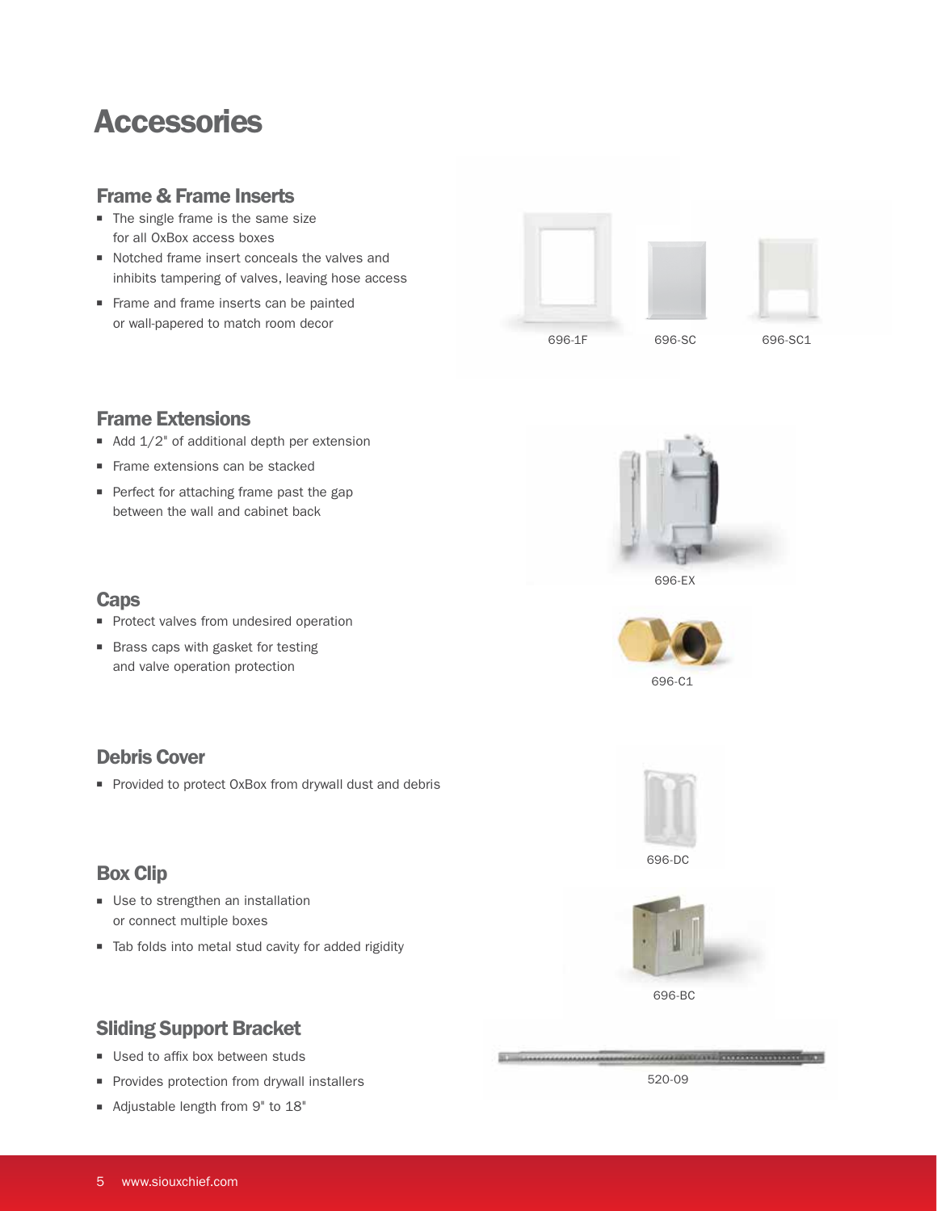# Accessories

## Frame & Frame Inserts

- The single frame is the same size for all OxBox access boxes
- Notched frame insert conceals the valves and inhibits tampering of valves, leaving hose access
- Frame and frame inserts can be painted or wall-papered to match room decor

696-1F 696-SC 696-SC1

## Frame Extensions

- Add 1/2" of additional depth per extension
- Frame extensions can be stacked
- Perfect for attaching frame past the gap between the wall and cabinet back

696-EX

## Caps

- Protect valves from undesired operation
- Brass caps with gasket for testing and valve operation protection

696-C1

## Debris Cover

- Provided to protect OxBox from drywall dust and debris

696-DC

## Box Clip

- Use to strengthen an installation or connect multiple boxes
- Tab folds into metal stud cavity for added rigidity

696-BC

## Sliding Support Bracket

- Used to affix box between studs
- Provides protection from drywall installers
- Adjustable length from 9" to 18"

520-09

www.siouxchief.com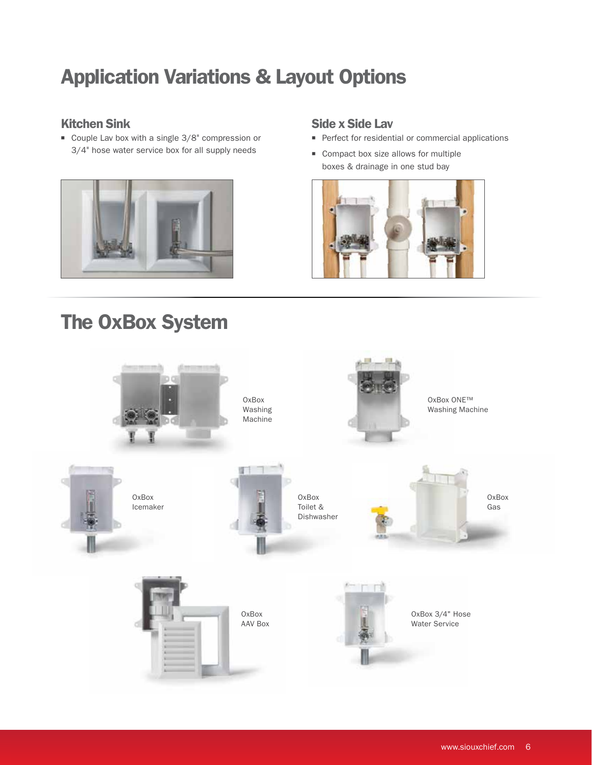# Application Variations & Layout Options

## Kitchen Sink

- Couple Lav box with a single 3/8" compression or 3/4" hose water service box for all supply needs

## Side x Side Lav

- Perfect for residential or commercial applications
- Compact box size allows for multiple boxes & drainage in one stud bay

# The OxBox System

OxBox Washing Machine

OxBox ONE™ Washing Machine

OxBox Icemaker

OxBox Toilet & Dishwasher

OxBox Gas

OxBox AAV Box

OxBox 3/4" Hose Water Service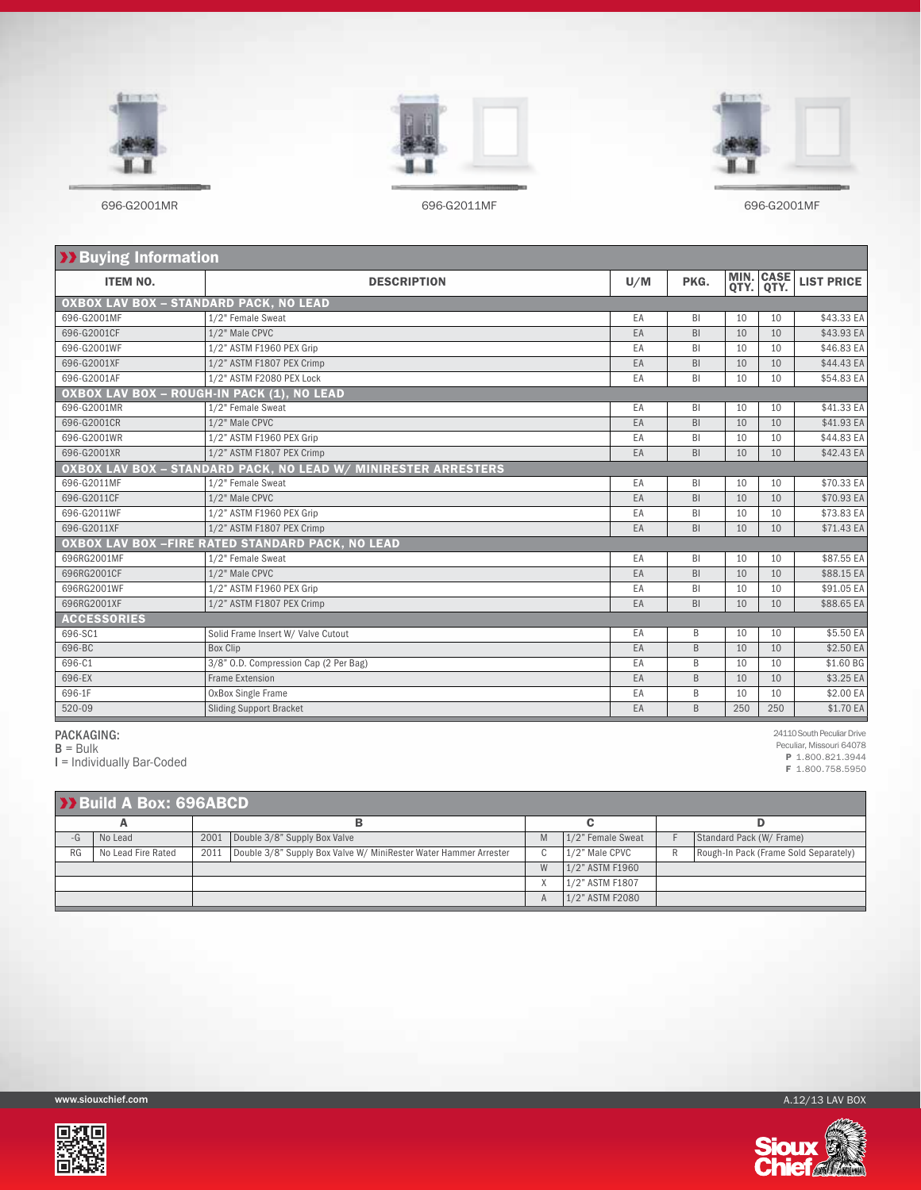696-G2001MR

696-G2011MF

696-G2001MF

## Buying Information

| ITEM NO. | DESCRIPTION | U/M | PKG. | MIN. QTY. | CASE QTY. | LIST PRICE |
|---|---|---|---|---|---|---|
| **OXBOX LAV BOX – STANDARD PACK, NO LEAD** | | | | | | |
| 696-G2001MF | 1/2" Female Sweat | EA | BI | 10 | 10 | $43.33 EA |
| 696-G2001CF | 1/2" Male CPVC | EA | BI | 10 | 10 | $43.93 EA |
| 696-G2001WF | 1/2" ASTM F1960 PEX Grip | EA | BI | 10 | 10 | $46.83 EA |
| 696-G2001XF | 1/2" ASTM F1807 PEX Crimp | EA | BI | 10 | 10 | $44.43 EA |
| 696-G2001AF | 1/2" ASTM F2080 PEX Lock | EA | BI | 10 | 10 | $54.83 EA |
| **OXBOX LAV BOX – ROUGH-IN PACK (1), NO LEAD** | | | | | | |
| 696-G2001MR | 1/2" Female Sweat | EA | BI | 10 | 10 | $41.33 EA |
| 696-G2001CR | 1/2" Male CPVC | EA | BI | 10 | 10 | $41.93 EA |
| 696-G2001WR | 1/2" ASTM F1960 PEX Grip | EA | BI | 10 | 10 | $44.83 EA |
| 696-G2001XR | 1/2" ASTM F1807 PEX Crimp | EA | BI | 10 | 10 | $42.43 EA |
| **OXBOX LAV BOX – STANDARD PACK, NO LEAD W/ MINIRESTER ARRESTERS** | | | | | | |
| 696-G2011MF | 1/2" Female Sweat | EA | BI | 10 | 10 | $70.33 EA |
| 696-G2011CF | 1/2" Male CPVC | EA | BI | 10 | 10 | $70.93 EA |
| 696-G2011WF | 1/2" ASTM F1960 PEX Grip | EA | BI | 10 | 10 | $73.83 EA |
| 696-G2011XF | 1/2" ASTM F1807 PEX Crimp | EA | BI | 10 | 10 | $71.43 EA |
| **OXBOX LAV BOX –FIRE RATED STANDARD PACK, NO LEAD** | | | | | | |
| 696RG2001MF | 1/2" Female Sweat | EA | BI | 10 | 10 | $87.55 EA |
| 696RG2001CF | 1/2" Male CPVC | EA | BI | 10 | 10 | $88.15 EA |
| 696RG2001WF | 1/2" ASTM F1960 PEX Grip | EA | BI | 10 | 10 | $91.05 EA |
| 696RG2001XF | 1/2" ASTM F1807 PEX Crimp | EA | BI | 10 | 10 | $88.65 EA |
| **ACCESSORIES** | | | | | | |
| 696-SC1 | Solid Frame Insert W/ Valve Cutout | EA | B | 10 | 10 | $5.50 EA |
| 696-BC | Box Clip | EA | B | 10 | 10 | $2.50 EA |
| 696-C1 | 3/8" O.D. Compression Cap (2 Per Bag) | EA | B | 10 | 10 | $1.60 BG |
| 696-EX | Frame Extension | EA | B | 10 | 10 | $3.25 EA |
| 696-1F | OxBox Single Frame | EA | B | 10 | 10 | $2.00 EA |
| 520-09 | Sliding Support Bracket | EA | B | 250 | 250 | $1.70 EA |

PACKAGING:
B = Bulk
I = Individually Bar-Coded

24110 South Peculiar Drive
Peculiar, Missouri 64078
P 1.800.821.3944
F 1.800.758.5950

## Build A Box: 696ABCD

| A | | B | | C | | D | |
|---|---|---|---|---|---|---|---|
| -G | No Lead | 2001 | Double 3/8" Supply Box Valve | M | 1/2" Female Sweat | F | Standard Pack (W/ Frame) |
| RG | No Lead Fire Rated | 2011 | Double 3/8" Supply Box Valve W/ MiniRester Water Hammer Arrester | C | 1/2" Male CPVC | R | Rough-In Pack (Frame Sold Separately) |
| | | | | W | 1/2" ASTM F1960 | | |
| | | | | X | 1/2" ASTM F1807 | | |
| | | | | A | 1/2" ASTM F2080 | | |

www.siouxchief.com

A.12/13 LAV BOX